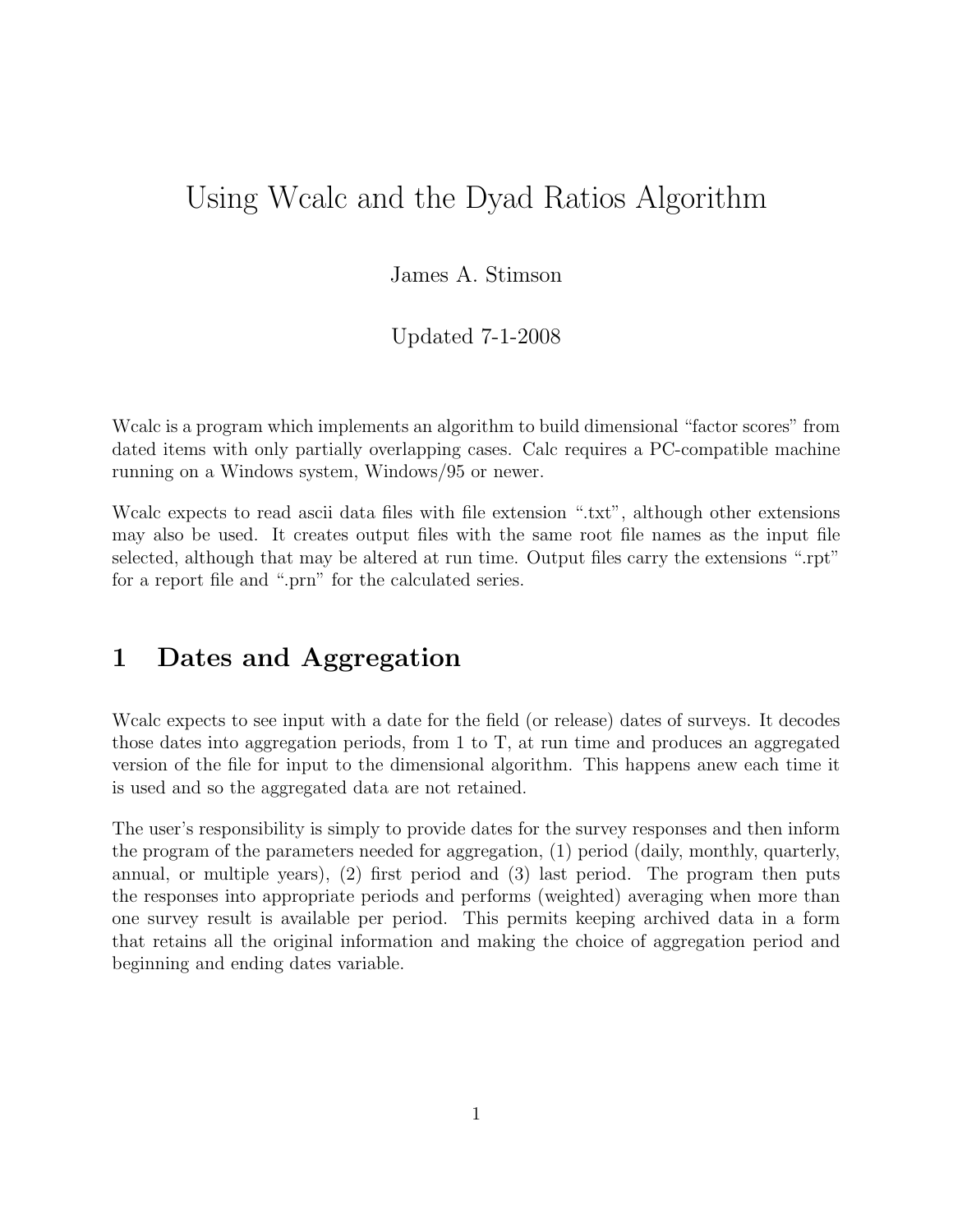# Using Wcalc and the Dyad Ratios Algorithm

James A. Stimson

Updated 7-1-2008

Wcalc is a program which implements an algorithm to build dimensional "factor scores" from dated items with only partially overlapping cases. Calc requires a PC-compatible machine running on a Windows system, Windows/95 or newer.

Wcalc expects to read ascii data files with file extension ".txt", although other extensions may also be used. It creates output files with the same root file names as the input file selected, although that may be altered at run time. Output files carry the extensions ".rpt" for a report file and ".prn" for the calculated series.

## 1 Dates and Aggregation

Wcalc expects to see input with a date for the field (or release) dates of surveys. It decodes those dates into aggregation periods, from 1 to T, at run time and produces an aggregated version of the file for input to the dimensional algorithm. This happens anew each time it is used and so the aggregated data are not retained.

The user's responsibility is simply to provide dates for the survey responses and then inform the program of the parameters needed for aggregation, (1) period (daily, monthly, quarterly, annual, or multiple years), (2) first period and (3) last period. The program then puts the responses into appropriate periods and performs (weighted) averaging when more than one survey result is available per period. This permits keeping archived data in a form that retains all the original information and making the choice of aggregation period and beginning and ending dates variable.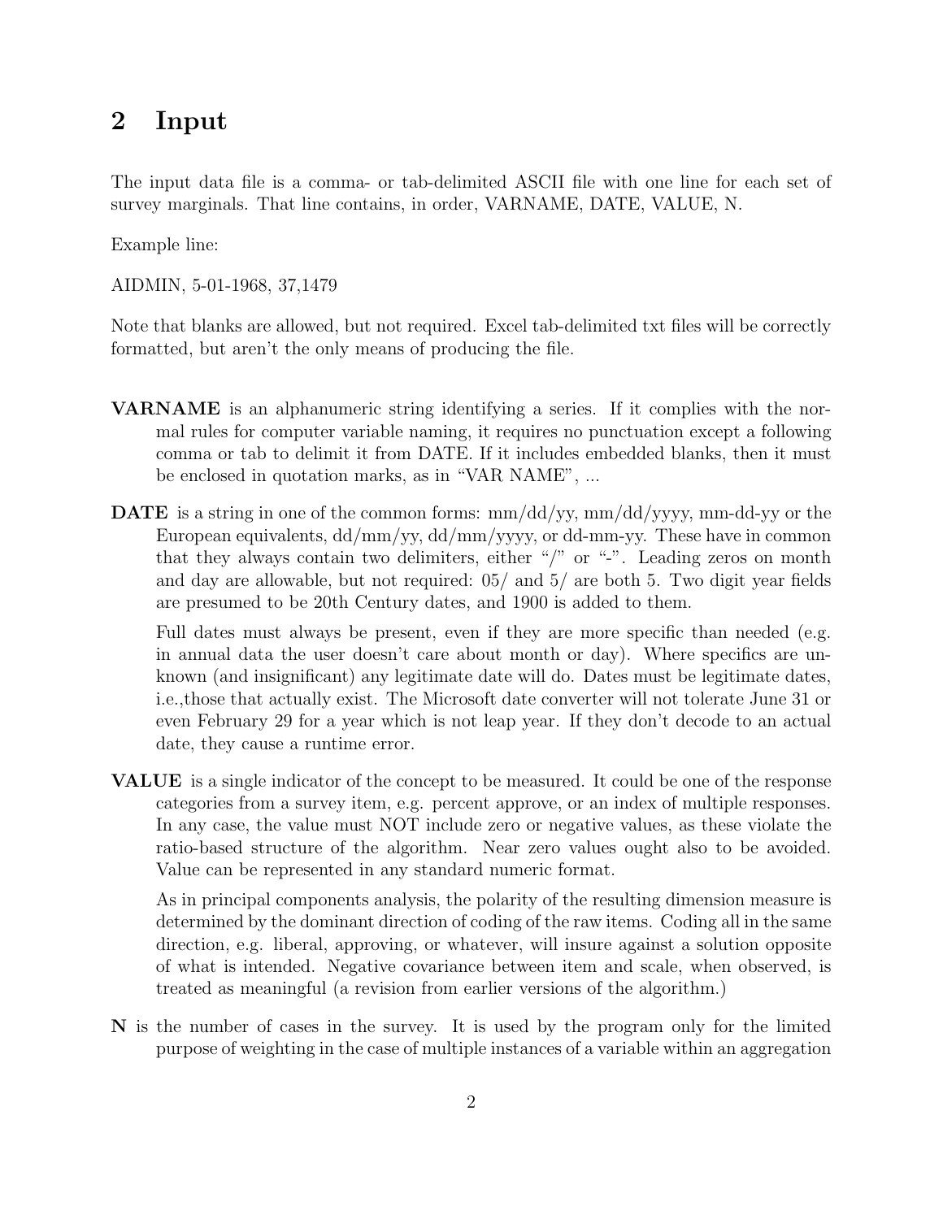## 2 Input

The input data file is a comma- or tab-delimited ASCII file with one line for each set of survey marginals. That line contains, in order, VARNAME, DATE, VALUE, N.

Example line:

AIDMIN, 5-01-1968, 37,1479

Note that blanks are allowed, but not required. Excel tab-delimited txt files will be correctly formatted, but aren't the only means of producing the file.

**VARNAME** is an alphanumeric string identifying a series. If it complies with the normal rules for computer variable naming, it requires no punctuation except a following comma or tab to delimit it from DATE. If it includes embedded blanks, then it must be enclosed in quotation marks, as in "VAR NAME", ...

**DATE** is a string in one of the common forms: mm/dd/yy, mm/dd/yyyy, mm-dd-yy or the European equivalents, dd/mm/yy, dd/mm/yyyy, or dd-mm-yy. These have in common that they always contain two delimiters, either "/" or "-". Leading zeros on month and day are allowable, but not required: 05/ and 5/ are both 5. Two digit year fields are presumed to be 20th Century dates, and 1900 is added to them.

Full dates must always be present, even if they are more specific than needed (e.g. in annual data the user doesn't care about month or day). Where specifics are unknown (and insignificant) any legitimate date will do. Dates must be legitimate dates, i.e.,those that actually exist. The Microsoft date converter will not tolerate June 31 or even February 29 for a year which is not leap year. If they don't decode to an actual date, they cause a runtime error.

**VALUE** is a single indicator of the concept to be measured. It could be one of the response categories from a survey item, e.g. percent approve, or an index of multiple responses. In any case, the value must NOT include zero or negative values, as these violate the ratio-based structure of the algorithm. Near zero values ought also to be avoided. Value can be represented in any standard numeric format.

As in principal components analysis, the polarity of the resulting dimension measure is determined by the dominant direction of coding of the raw items. Coding all in the same direction, e.g. liberal, approving, or whatever, will insure against a solution opposite of what is intended. Negative covariance between item and scale, when observed, is treated as meaningful (a revision from earlier versions of the algorithm.)

**N** is the number of cases in the survey. It is used by the program only for the limited purpose of weighting in the case of multiple instances of a variable within an aggregation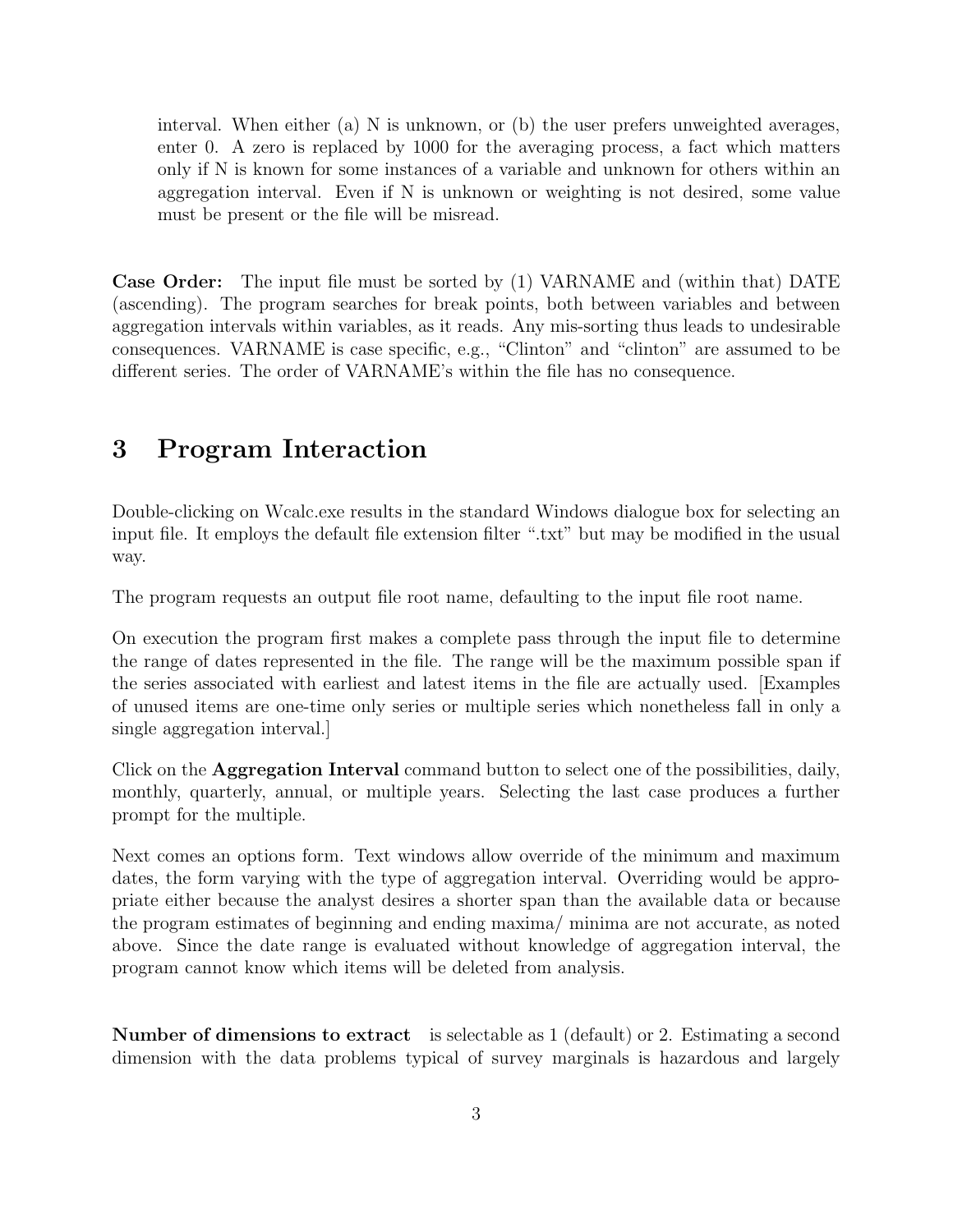interval. When either (a) N is unknown, or (b) the user prefers unweighted averages, enter 0. A zero is replaced by 1000 for the averaging process, a fact which matters only if N is known for some instances of a variable and unknown for others within an aggregation interval. Even if N is unknown or weighting is not desired, some value must be present or the file will be misread.

**Case Order:** The input file must be sorted by (1) VARNAME and (within that) DATE (ascending). The program searches for break points, both between variables and between aggregation intervals within variables, as it reads. Any mis-sorting thus leads to undesirable consequences. VARNAME is case specific, e.g., "Clinton" and "clinton" are assumed to be different series. The order of VARNAME's within the file has no consequence.

# 3 Program Interaction

Double-clicking on Wcalc.exe results in the standard Windows dialogue box for selecting an input file. It employs the default file extension filter ".txt" but may be modified in the usual way.

The program requests an output file root name, defaulting to the input file root name.

On execution the program first makes a complete pass through the input file to determine the range of dates represented in the file. The range will be the maximum possible span if the series associated with earliest and latest items in the file are actually used. [Examples of unused items are one-time only series or multiple series which nonetheless fall in only a single aggregation interval.]

Click on the **Aggregation Interval** command button to select one of the possibilities, daily, monthly, quarterly, annual, or multiple years. Selecting the last case produces a further prompt for the multiple.

Next comes an options form. Text windows allow override of the minimum and maximum dates, the form varying with the type of aggregation interval. Overriding would be appropriate either because the analyst desires a shorter span than the available data or because the program estimates of beginning and ending maxima/ minima are not accurate, as noted above. Since the date range is evaluated without knowledge of aggregation interval, the program cannot know which items will be deleted from analysis.

**Number of dimensions to extract** is selectable as 1 (default) or 2. Estimating a second dimension with the data problems typical of survey marginals is hazardous and largely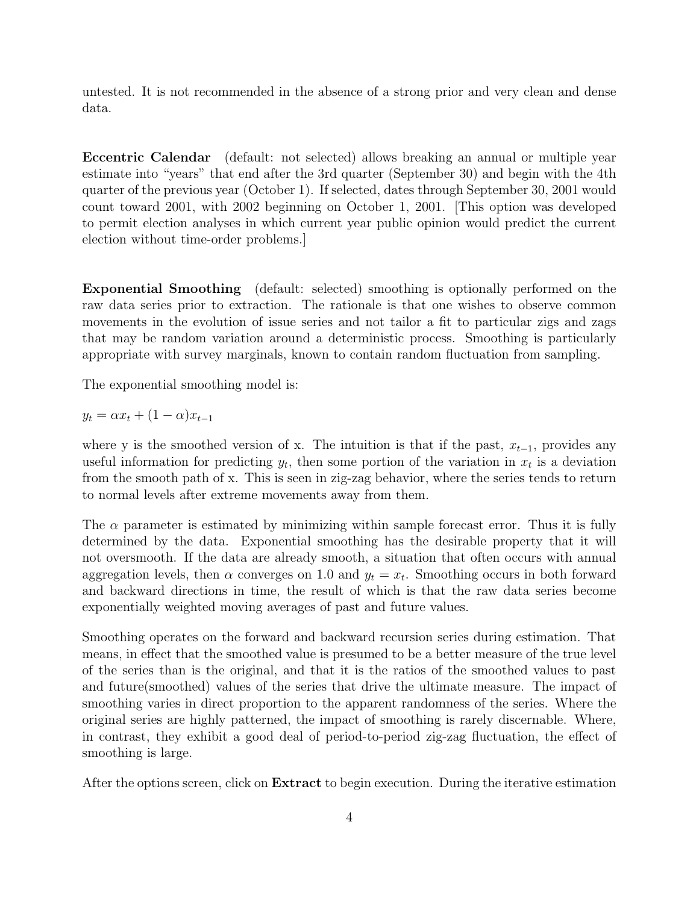untested. It is not recommended in the absence of a strong prior and very clean and dense data.

**Eccentric Calendar** (default: not selected) allows breaking an annual or multiple year estimate into "years" that end after the 3rd quarter (September 30) and begin with the 4th quarter of the previous year (October 1). If selected, dates through September 30, 2001 would count toward 2001, with 2002 beginning on October 1, 2001. [This option was developed to permit election analyses in which current year public opinion would predict the current election without time-order problems.]

**Exponential Smoothing** (default: selected) smoothing is optionally performed on the raw data series prior to extraction. The rationale is that one wishes to observe common movements in the evolution of issue series and not tailor a fit to particular zigs and zags that may be random variation around a deterministic process. Smoothing is particularly appropriate with survey marginals, known to contain random fluctuation from sampling.

The exponential smoothing model is:

$y_t = \alpha x_t + (1 - \alpha)x_{t-1}$

where y is the smoothed version of x. The intuition is that if the past, $x_{t-1}$, provides any useful information for predicting $y_t$, then some portion of the variation in $x_t$ is a deviation from the smooth path of x. This is seen in zig-zag behavior, where the series tends to return to normal levels after extreme movements away from them.

The $\alpha$ parameter is estimated by minimizing within sample forecast error. Thus it is fully determined by the data. Exponential smoothing has the desirable property that it will not oversmooth. If the data are already smooth, a situation that often occurs with annual aggregation levels, then $\alpha$ converges on 1.0 and $y_t = x_t$. Smoothing occurs in both forward and backward directions in time, the result of which is that the raw data series become exponentially weighted moving averages of past and future values.

Smoothing operates on the forward and backward recursion series during estimation. That means, in effect that the smoothed value is presumed to be a better measure of the true level of the series than is the original, and that it is the ratios of the smoothed values to past and future(smoothed) values of the series that drive the ultimate measure. The impact of smoothing varies in direct proportion to the apparent randomness of the series. Where the original series are highly patterned, the impact of smoothing is rarely discernable. Where, in contrast, they exhibit a good deal of period-to-period zig-zag fluctuation, the effect of smoothing is large.

After the options screen, click on **Extract** to begin execution. During the iterative estimation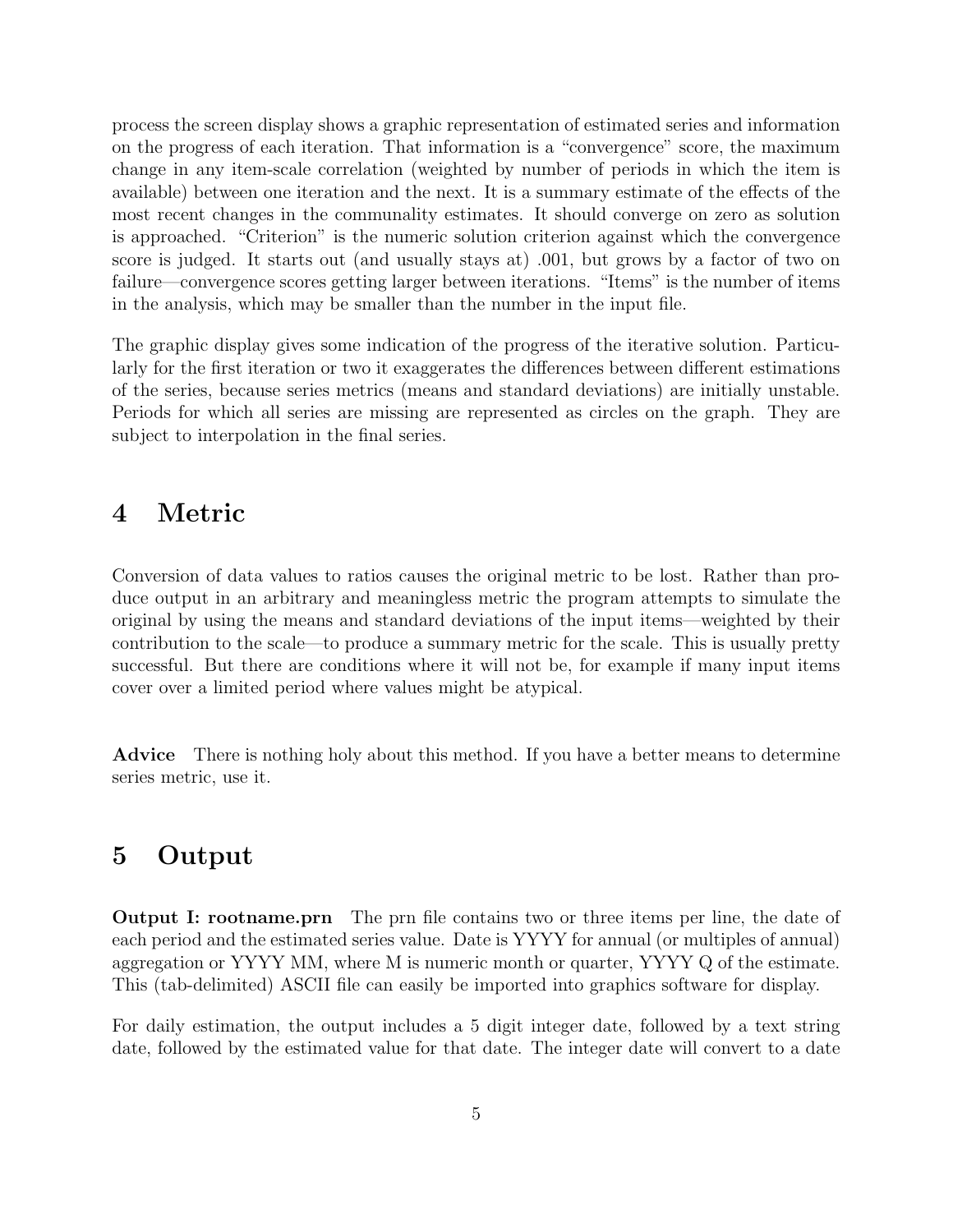process the screen display shows a graphic representation of estimated series and information on the progress of each iteration. That information is a "convergence" score, the maximum change in any item-scale correlation (weighted by number of periods in which the item is available) between one iteration and the next. It is a summary estimate of the effects of the most recent changes in the communality estimates. It should converge on zero as solution is approached. "Criterion" is the numeric solution criterion against which the convergence score is judged. It starts out (and usually stays at) .001, but grows by a factor of two on failure—convergence scores getting larger between iterations. "Items" is the number of items in the analysis, which may be smaller than the number in the input file.

The graphic display gives some indication of the progress of the iterative solution. Particularly for the first iteration or two it exaggerates the differences between different estimations of the series, because series metrics (means and standard deviations) are initially unstable. Periods for which all series are missing are represented as circles on the graph. They are subject to interpolation in the final series.

# 4 Metric

Conversion of data values to ratios causes the original metric to be lost. Rather than produce output in an arbitrary and meaningless metric the program attempts to simulate the original by using the means and standard deviations of the input items—weighted by their contribution to the scale—to produce a summary metric for the scale. This is usually pretty successful. But there are conditions where it will not be, for example if many input items cover over a limited period where values might be atypical.

**Advice** There is nothing holy about this method. If you have a better means to determine series metric, use it.

# 5 Output

**Output I: rootname.prn** The prn file contains two or three items per line, the date of each period and the estimated series value. Date is YYYY for annual (or multiples of annual) aggregation or YYYY MM, where M is numeric month or quarter, YYYY Q of the estimate. This (tab-delimited) ASCII file can easily be imported into graphics software for display.

For daily estimation, the output includes a 5 digit integer date, followed by a text string date, followed by the estimated value for that date. The integer date will convert to a date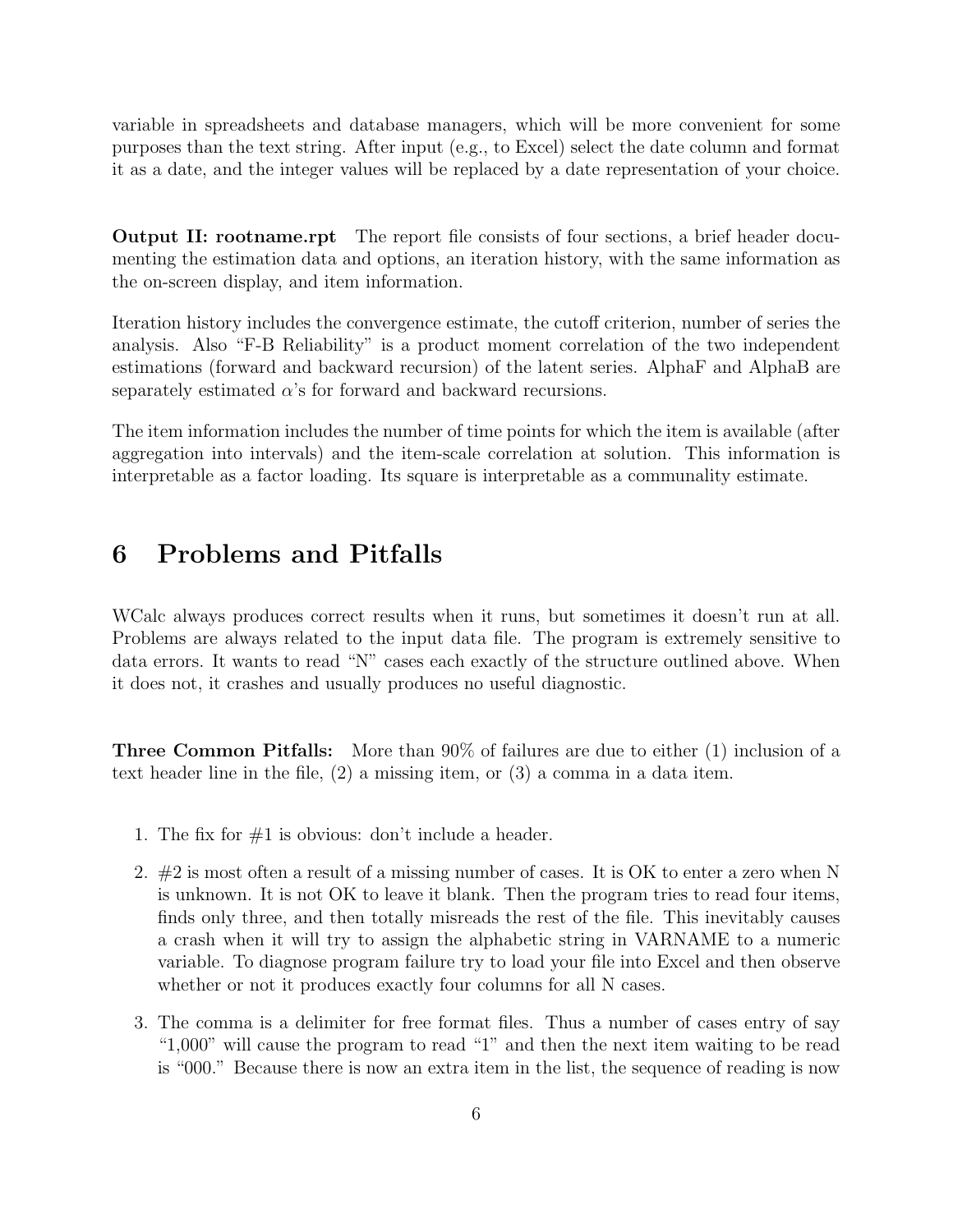variable in spreadsheets and database managers, which will be more convenient for some purposes than the text string. After input (e.g., to Excel) select the date column and format it as a date, and the integer values will be replaced by a date representation of your choice.

**Output II: rootname.rpt** The report file consists of four sections, a brief header documenting the estimation data and options, an iteration history, with the same information as the on-screen display, and item information.

Iteration history includes the convergence estimate, the cutoff criterion, number of series the analysis. Also "F-B Reliability" is a product moment correlation of the two independent estimations (forward and backward recursion) of the latent series. AlphaF and AlphaB are separately estimated $\alpha$'s for forward and backward recursions.

The item information includes the number of time points for which the item is available (after aggregation into intervals) and the item-scale correlation at solution. This information is interpretable as a factor loading. Its square is interpretable as a communality estimate.

# 6 Problems and Pitfalls

WCalc always produces correct results when it runs, but sometimes it doesn't run at all. Problems are always related to the input data file. The program is extremely sensitive to data errors. It wants to read "N" cases each exactly of the structure outlined above. When it does not, it crashes and usually produces no useful diagnostic.

**Three Common Pitfalls:** More than 90% of failures are due to either (1) inclusion of a text header line in the file, (2) a missing item, or (3) a comma in a data item.

1. The fix for #1 is obvious: don't include a header.
2. #2 is most often a result of a missing number of cases. It is OK to enter a zero when N is unknown. It is not OK to leave it blank. Then the program tries to read four items, finds only three, and then totally misreads the rest of the file. This inevitably causes a crash when it will try to assign the alphabetic string in VARNAME to a numeric variable. To diagnose program failure try to load your file into Excel and then observe whether or not it produces exactly four columns for all N cases.
3. The comma is a delimiter for free format files. Thus a number of cases entry of say "1,000" will cause the program to read "1" and then the next item waiting to be read is "000." Because there is now an extra item in the list, the sequence of reading is now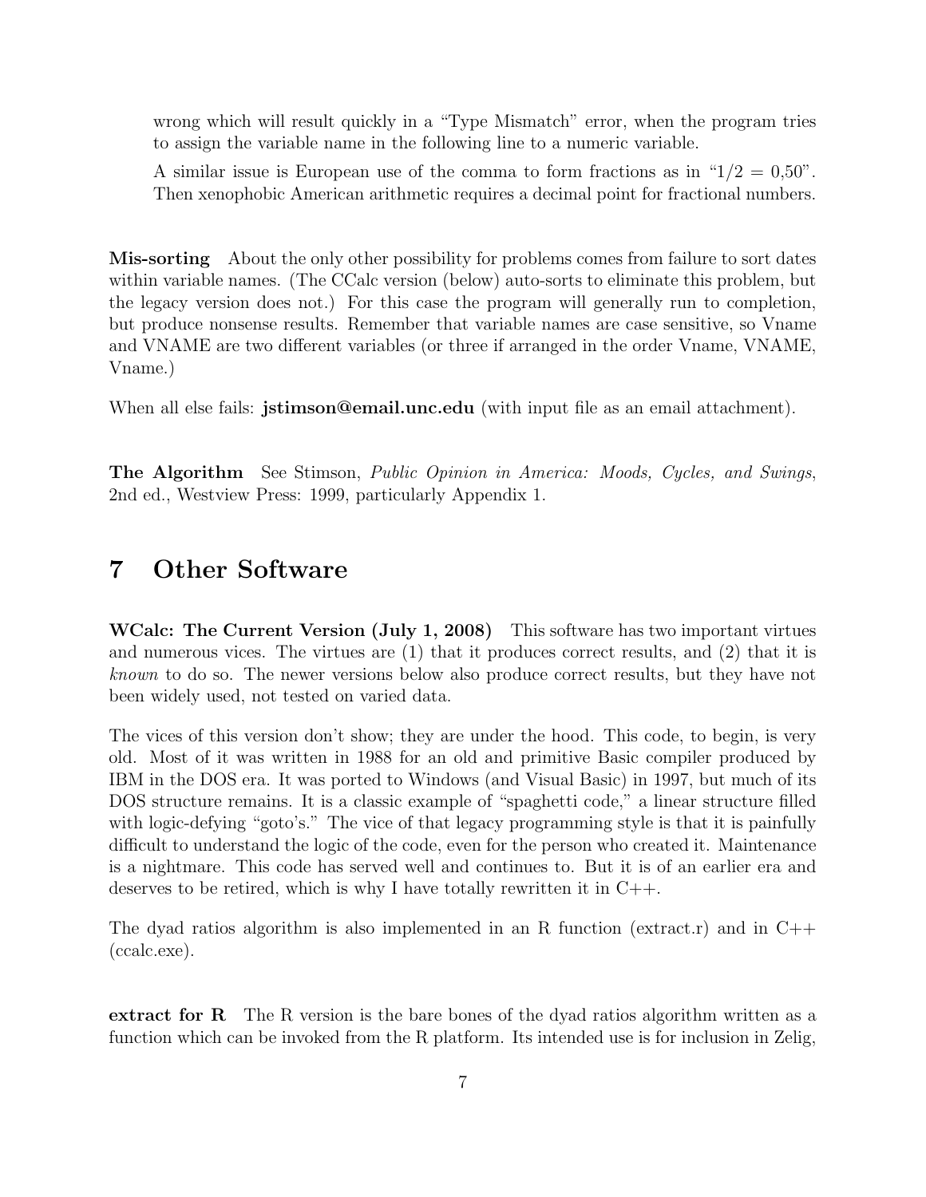wrong which will result quickly in a "Type Mismatch" error, when the program tries to assign the variable name in the following line to a numeric variable.

A similar issue is European use of the comma to form fractions as in "1/2 = 0,50". Then xenophobic American arithmetic requires a decimal point for fractional numbers.

**Mis-sorting** About the only other possibility for problems comes from failure to sort dates within variable names. (The CCalc version (below) auto-sorts to eliminate this problem, but the legacy version does not.) For this case the program will generally run to completion, but produce nonsense results. Remember that variable names are case sensitive, so Vname and VNAME are two different variables (or three if arranged in the order Vname, VNAME, Vname.)

When all else fails: **jstimson@email.unc.edu** (with input file as an email attachment).

**The Algorithm** See Stimson, *Public Opinion in America: Moods, Cycles, and Swings*, 2nd ed., Westview Press: 1999, particularly Appendix 1.

# 7 Other Software

**WCalc: The Current Version (July 1, 2008)** This software has two important virtues and numerous vices. The virtues are (1) that it produces correct results, and (2) that it is *known* to do so. The newer versions below also produce correct results, but they have not been widely used, not tested on varied data.

The vices of this version don't show; they are under the hood. This code, to begin, is very old. Most of it was written in 1988 for an old and primitive Basic compiler produced by IBM in the DOS era. It was ported to Windows (and Visual Basic) in 1997, but much of its DOS structure remains. It is a classic example of "spaghetti code," a linear structure filled with logic-defying "goto's." The vice of that legacy programming style is that it is painfully difficult to understand the logic of the code, even for the person who created it. Maintenance is a nightmare. This code has served well and continues to. But it is of an earlier era and deserves to be retired, which is why I have totally rewritten it in C++.

The dyad ratios algorithm is also implemented in an R function (extract.r) and in C++ (ccalc.exe).

**extract for R** The R version is the bare bones of the dyad ratios algorithm written as a function which can be invoked from the R platform. Its intended use is for inclusion in Zelig,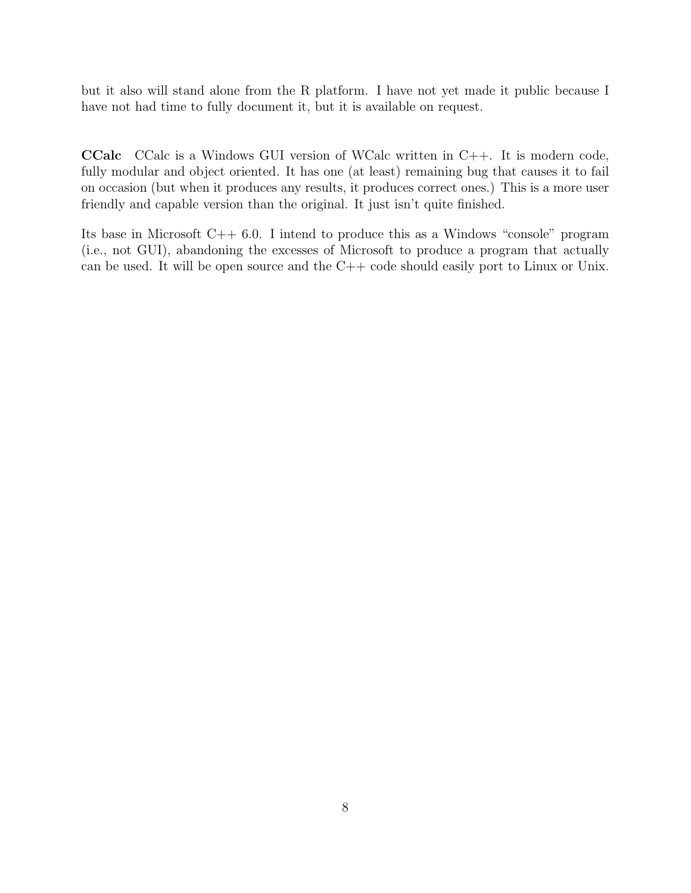but it also will stand alone from the R platform. I have not yet made it public because I have not had time to fully document it, but it is available on request.

**CCalc** CCalc is a Windows GUI version of WCalc written in C++. It is modern code, fully modular and object oriented. It has one (at least) remaining bug that causes it to fail on occasion (but when it produces any results, it produces correct ones.) This is a more user friendly and capable version than the original. It just isn't quite finished.

Its base in Microsoft C++ 6.0. I intend to produce this as a Windows "console" program (i.e., not GUI), abandoning the excesses of Microsoft to produce a program that actually can be used. It will be open source and the C++ code should easily port to Linux or Unix.